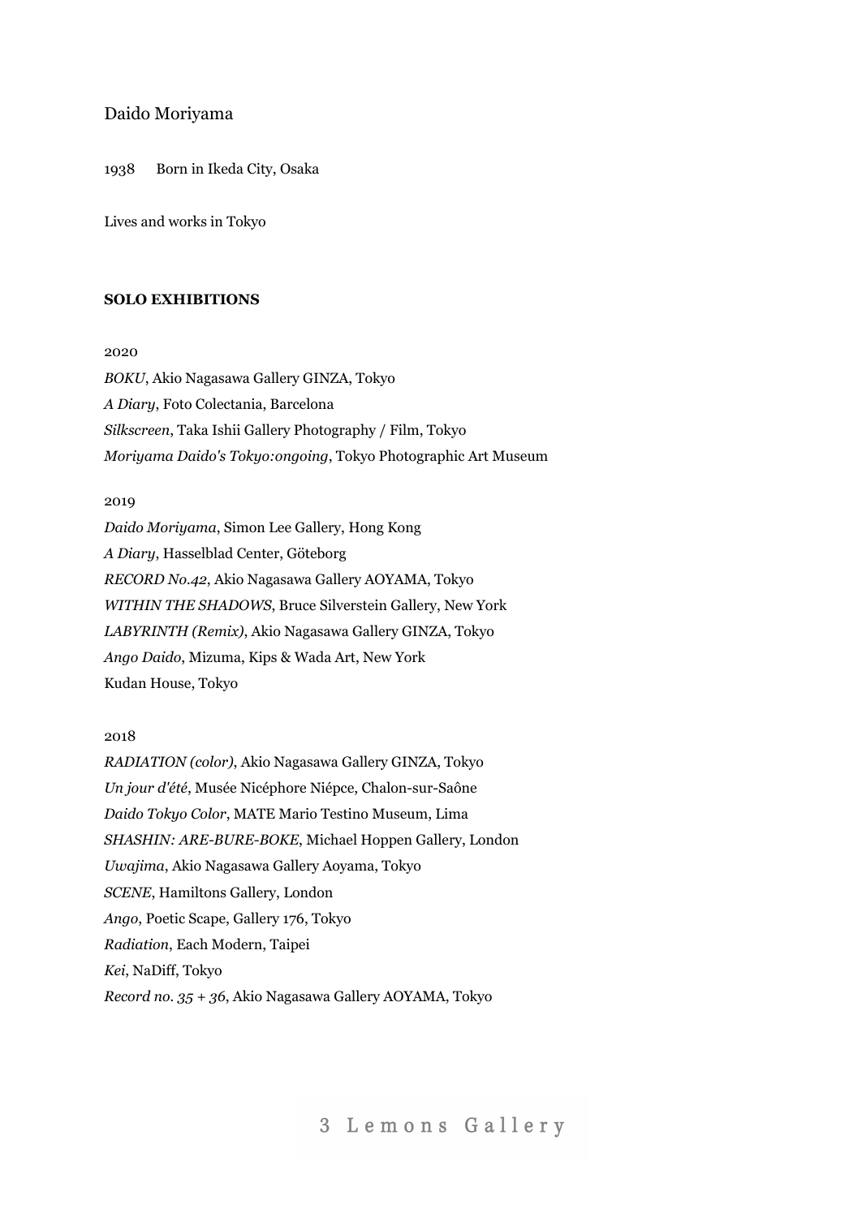Daido Moriyama

1938 Born in Ikeda City, Osaka

Lives and works in Tokyo

**SOLO EXHIBITIONS**

2020

*BOKU*, Akio Nagasawa Gallery GINZA, Tokyo

*A Diary*, Foto Colectania, Barcelona

*Silkscreen,* Taka Ishii Gallery Photography / Film, Tokyo

*Moriyama Daido's Tokyo:ongoing*, Tokyo Photographic Art Museum

2019

*Daido Moriyama*, Simon Lee Gallery, Hong Kong

*A Diary*, Hasselblad Center, Göteborg

*RECORD No.42*, Akio Nagasawa Gallery AOYAMA, Tokyo

*WITHIN THE SHADOWS*, Bruce Silverstein Gallery, New York

*LABYRINTH (Remix)*, Akio Nagasawa Gallery GINZA, Tokyo

*Ango Daido*, Mizuma, Kips & Wada Art, New York

Kudan House, Tokyo

2018

*RADIATION (color)*, Akio Nagasawa Gallery GINZA, Tokyo

*Un jour d'été*, Musée Nicéphore Niépce, Chalon-sur-Saône

*Daido Tokyo Color*, MATE Mario Testino Museum, Lima

*SHASHIN: ARE-BURE-BOKE*, Michael Hoppen Gallery, London

*Uwajima*, Akio Nagasawa Gallery Aoyama, Tokyo

*SCENE*, Hamiltons Gallery, London

*Ango*, Poetic Scape, Gallery 176, Tokyo

*Radiation*, Each Modern, Taipei

*Kei*, NaDiff, Tokyo

*Record no. 35 + 36*, Akio Nagasawa Gallery AOYAMA, Tokyo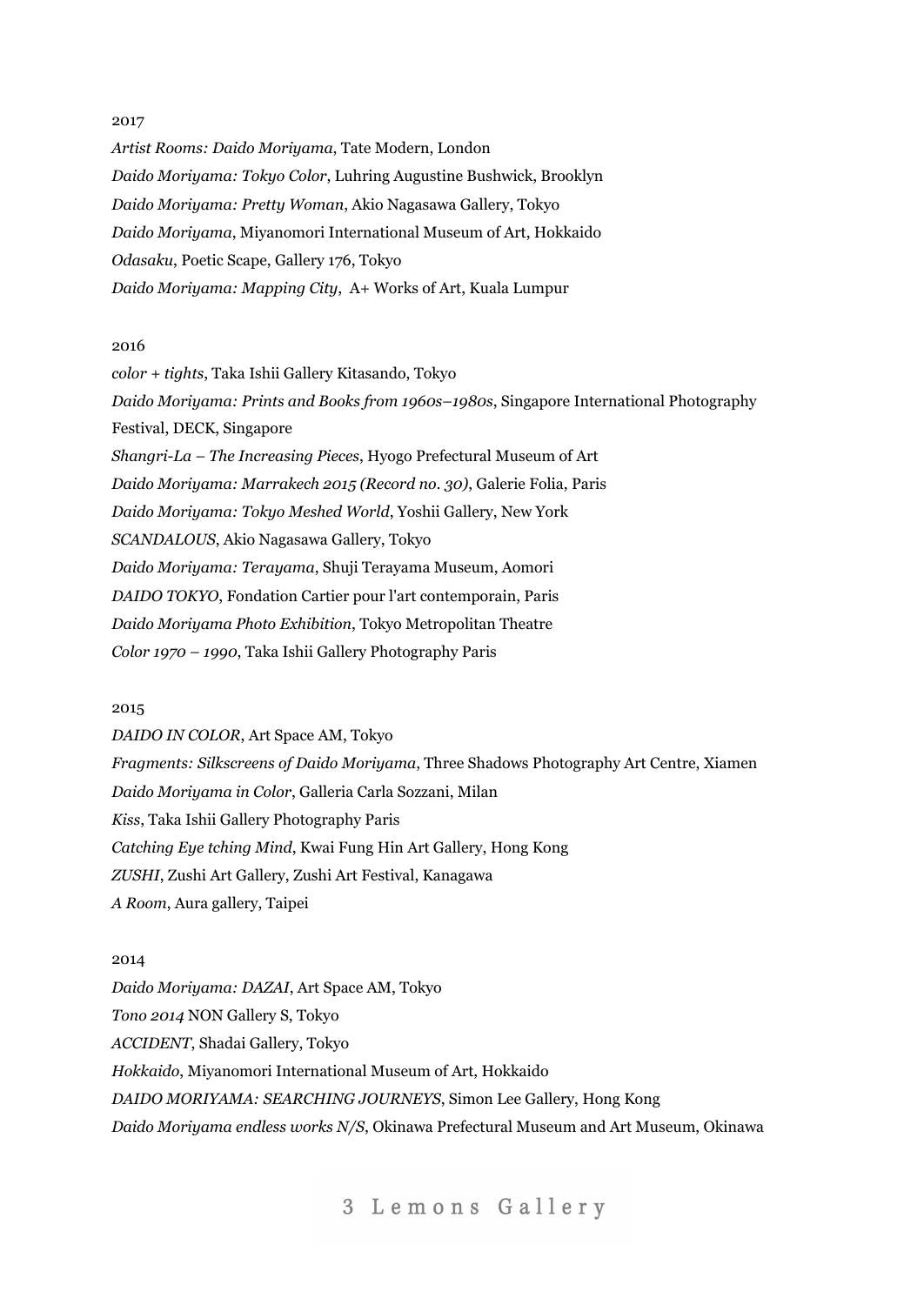2017

*Artist Rooms: Daido Moriyama*, Tate Modern, London

*Daido Moriyama: Tokyo Color*, Luhring Augustine Bushwick, Brooklyn

*Daido Moriyama: Pretty Woman*, Akio Nagasawa Gallery, Tokyo

*Daido Moriyama*, Miyanomori International Museum of Art, Hokkaido

*Odasaku*, Poetic Scape, Gallery 176, Tokyo

*Daido Moriyama: Mapping City*, A+ Works of Art, Kuala Lumpur

2016

*color + tights*, Taka Ishii Gallery Kitasando, Tokyo

*Daido Moriyama: Prints and Books from 1960s–1980s*, Singapore International Photography Festival, DECK, Singapore

*Shangri-La – The Increasing Pieces*, Hyogo Prefectural Museum of Art

*Daido Moriyama: Marrakech 2015 (Record no. 30)*, Galerie Folia, Paris

*Daido Moriyama: Tokyo Meshed World*, Yoshii Gallery, New York

*SCANDALOUS*, Akio Nagasawa Gallery, Tokyo

*Daido Moriyama: Terayama*, Shuji Terayama Museum, Aomori

*DAIDO TOKYO*, Fondation Cartier pour l'art contemporain, Paris

*Daido Moriyama Photo Exhibition*, Tokyo Metropolitan Theatre

*Color 1970 – 1990*, Taka Ishii Gallery Photography Paris

2015

*DAIDO IN COLOR*, Art Space AM, Tokyo

*Fragments: Silkscreens of Daido Moriyama*, Three Shadows Photography Art Centre, Xiamen

*Daido Moriyama in Color*, Galleria Carla Sozzani, Milan

*Kiss*, Taka Ishii Gallery Photography Paris

*Catching Eye tching Mind*, Kwai Fung Hin Art Gallery, Hong Kong

*ZUSHI*, Zushi Art Gallery, Zushi Art Festival, Kanagawa

*A Room*, Aura gallery, Taipei

2014

*Daido Moriyama: DAZAI*, Art Space AM, Tokyo

*Tono 2014* NON Gallery S, Tokyo

*ACCIDENT*, Shadai Gallery, Tokyo

*Hokkaido*, Miyanomori International Museum of Art, Hokkaido

*DAIDO MORIYAMA: SEARCHING JOURNEYS*, Simon Lee Gallery, Hong Kong

*Daido Moriyama endless works N/S*, Okinawa Prefectural Museum and Art Museum, Okinawa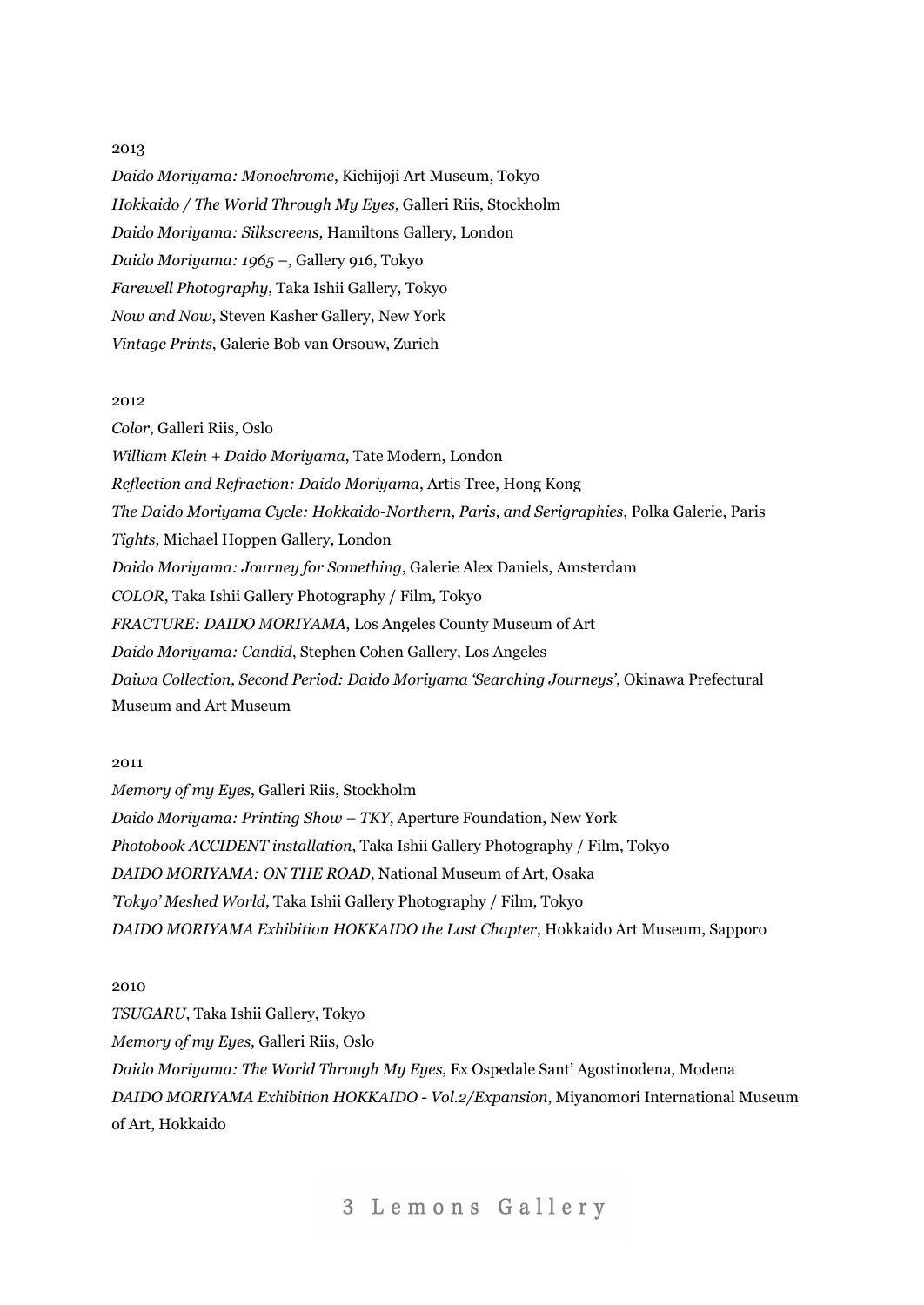2013

*Daido Moriyama: Monochrome*, Kichijoji Art Museum, Tokyo
*Hokkaido / The World Through My Eyes*, Galleri Riis, Stockholm
*Daido Moriyama: Silkscreens*, Hamiltons Gallery, London
*Daido Moriyama: 1965 –*, Gallery 916, Tokyo
*Farewell Photography*, Taka Ishii Gallery, Tokyo
*Now and Now*, Steven Kasher Gallery, New York
*Vintage Prints*, Galerie Bob van Orsouw, Zurich

2012

*Color*, Galleri Riis, Oslo
*William Klein + Daido Moriyama*, Tate Modern, London
*Reflection and Refraction: Daido Moriyama*, Artis Tree, Hong Kong
*The Daido Moriyama Cycle: Hokkaido-Northern, Paris, and Serigraphies*, Polka Galerie, Paris
*Tights*, Michael Hoppen Gallery, London
*Daido Moriyama: Journey for Something*, Galerie Alex Daniels, Amsterdam
*COLOR*, Taka Ishii Gallery Photography / Film, Tokyo
*FRACTURE: DAIDO MORIYAMA*, Los Angeles County Museum of Art
*Daido Moriyama: Candid*, Stephen Cohen Gallery, Los Angeles
*Daiwa Collection, Second Period: Daido Moriyama 'Searching Journeys'*, Okinawa Prefectural Museum and Art Museum

2011

*Memory of my Eyes*, Galleri Riis, Stockholm
*Daido Moriyama: Printing Show – TKY*, Aperture Foundation, New York
*Photobook ACCIDENT installation*, Taka Ishii Gallery Photography / Film, Tokyo
*DAIDO MORIYAMA: ON THE ROAD*, National Museum of Art, Osaka
*'Tokyo' Meshed World*, Taka Ishii Gallery Photography / Film, Tokyo
*DAIDO MORIYAMA Exhibition HOKKAIDO the Last Chapter*, Hokkaido Art Museum, Sapporo

2010

*TSUGARU*, Taka Ishii Gallery, Tokyo
*Memory of my Eyes*, Galleri Riis, Oslo
*Daido Moriyama: The World Through My Eyes*, Ex Ospedale Sant' Agostinodena, Modena
*DAIDO MORIYAMA Exhibition HOKKAIDO - Vol.2/Expansion*, Miyanomori International Museum of Art, Hokkaido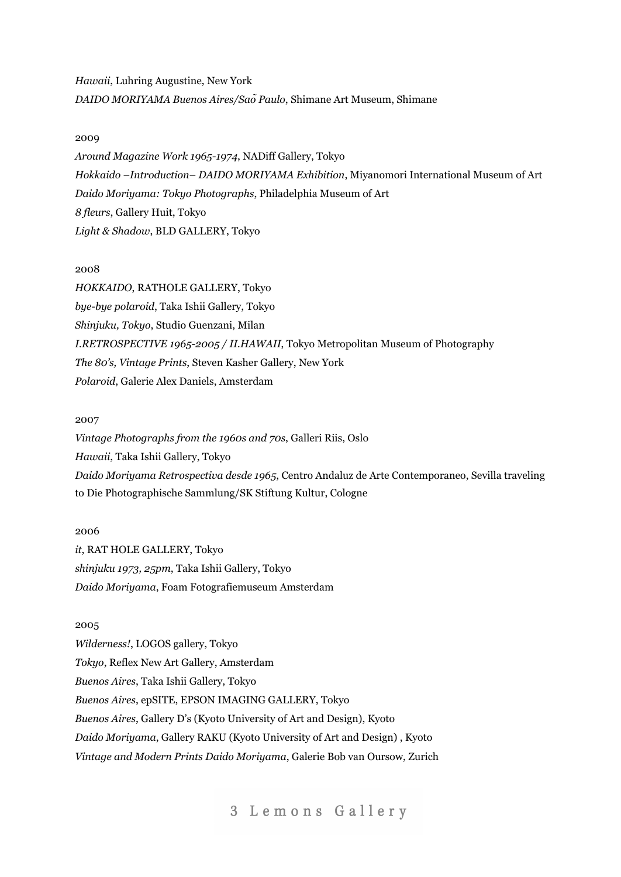*Hawaii*, Luhring Augustine, New York

*DAIDO MORIYAMA Buenos Aires/Saõ Paulo*, Shimane Art Museum, Shimane

2009

*Around Magazine Work 1965-1974*, NADiff Gallery, Tokyo

*Hokkaido –Introduction– DAIDO MORIYAMA Exhibition*, Miyanomori International Museum of Art

*Daido Moriyama: Tokyo Photographs*, Philadelphia Museum of Art

*8 fleurs*, Gallery Huit, Tokyo

*Light & Shadow*, BLD GALLERY, Tokyo

2008

*HOKKAIDO*, RATHOLE GALLERY, Tokyo

*bye-bye polaroid*, Taka Ishii Gallery, Tokyo

*Shinjuku, Tokyo*, Studio Guenzani, Milan

*I.RETROSPECTIVE 1965-2005 / II.HAWAII*, Tokyo Metropolitan Museum of Photography

*The 80's, Vintage Prints*, Steven Kasher Gallery, New York

*Polaroid*, Galerie Alex Daniels, Amsterdam

2007

*Vintage Photographs from the 1960s and 70s*, Galleri Riis, Oslo

*Hawaii*, Taka Ishii Gallery, Tokyo

*Daido Moriyama Retrospectiva desde 1965*, Centro Andaluz de Arte Contemporaneo, Sevilla traveling to Die Photographische Sammlung/SK Stiftung Kultur, Cologne

2006

*it*, RAT HOLE GALLERY, Tokyo

*shinjuku 1973, 25pm*, Taka Ishii Gallery, Tokyo

*Daido Moriyama*, Foam Fotografiemuseum Amsterdam

2005

*Wilderness!*, LOGOS gallery, Tokyo

*Tokyo*, Reflex New Art Gallery, Amsterdam

*Buenos Aires*, Taka Ishii Gallery, Tokyo

*Buenos Aires*, epSITE, EPSON IMAGING GALLERY, Tokyo

*Buenos Aires*, Gallery D's (Kyoto University of Art and Design), Kyoto

*Daido Moriyama*, Gallery RAKU (Kyoto University of Art and Design) , Kyoto

*Vintage and Modern Prints Daido Moriyama*, Galerie Bob van Oursow, Zurich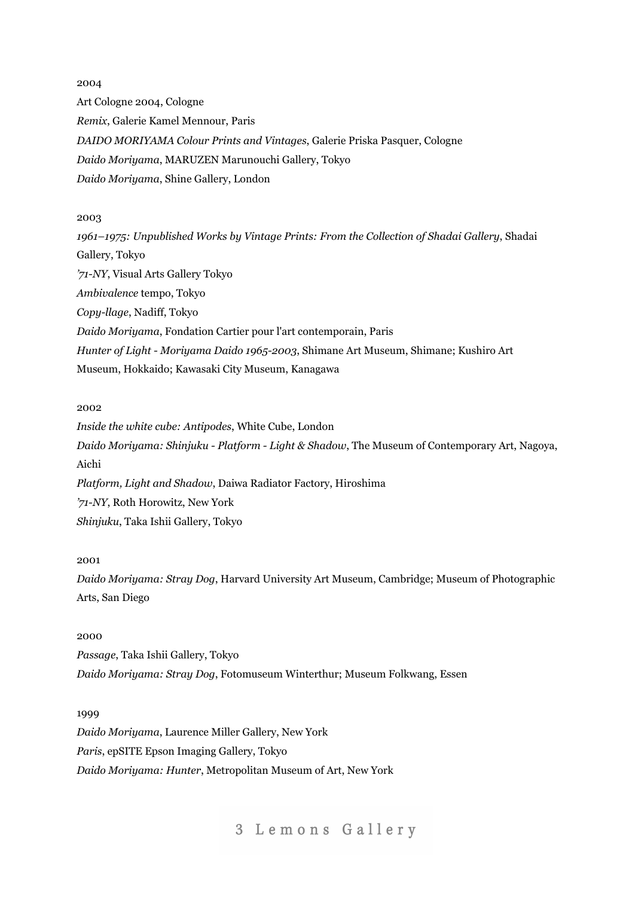2004

Art Cologne 2004, Cologne

*Remix*, Galerie Kamel Mennour, Paris

*DAIDO MORIYAMA Colour Prints and Vintages*, Galerie Priska Pasquer, Cologne

*Daido Moriyama*, MARUZEN Marunouchi Gallery, Tokyo

*Daido Moriyama*, Shine Gallery, London

2003

*1961–1975: Unpublished Works by Vintage Prints: From the Collection of Shadai Gallery*, Shadai Gallery, Tokyo

*'71-NY*, Visual Arts Gallery Tokyo

*Ambivalence* tempo, Tokyo

*Copy-llage*, Nadiff, Tokyo

*Daido Moriyama*, Fondation Cartier pour l'art contemporain, Paris

*Hunter of Light - Moriyama Daido 1965-2003*, Shimane Art Museum, Shimane; Kushiro Art Museum, Hokkaido; Kawasaki City Museum, Kanagawa

2002

*Inside the white cube: Antipodes*, White Cube, London

*Daido Moriyama: Shinjuku - Platform - Light & Shadow*, The Museum of Contemporary Art, Nagoya, Aichi

*Platform, Light and Shadow*, Daiwa Radiator Factory, Hiroshima

*'71-NY*, Roth Horowitz, New York

*Shinjuku*, Taka Ishii Gallery, Tokyo

2001

*Daido Moriyama: Stray Dog*, Harvard University Art Museum, Cambridge; Museum of Photographic Arts, San Diego

2000

*Passage*, Taka Ishii Gallery, Tokyo

*Daido Moriyama: Stray Dog*, Fotomuseum Winterthur; Museum Folkwang, Essen

1999

*Daido Moriyama*, Laurence Miller Gallery, New York

*Paris*, epSITE Epson Imaging Gallery, Tokyo

*Daido Moriyama: Hunter*, Metropolitan Museum of Art, New York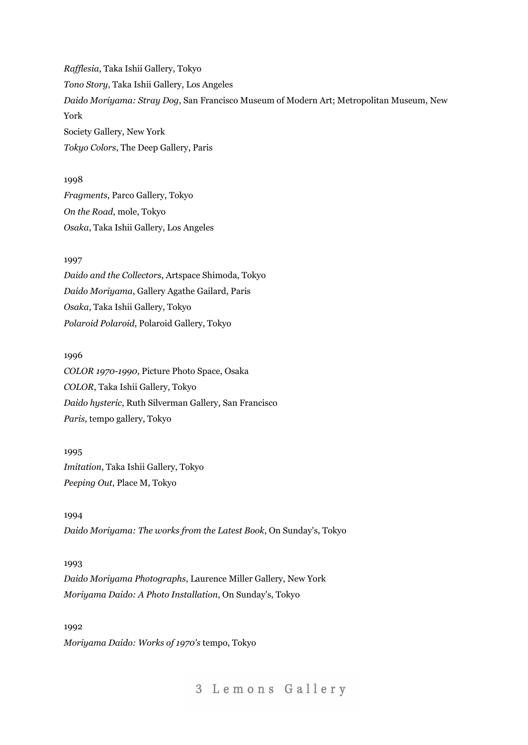*Rafflesia*, Taka Ishii Gallery, Tokyo
*Tono Story*, Taka Ishii Gallery, Los Angeles
*Daido Moriyama: Stray Dog*, San Francisco Museum of Modern Art; Metropolitan Museum, New York
Society Gallery, New York
*Tokyo Colors*, The Deep Gallery, Paris

1998
*Fragments*, Parco Gallery, Tokyo
*On the Road*, mole, Tokyo
*Osaka*, Taka Ishii Gallery, Los Angeles

1997
*Daido and the Collectors*, Artspace Shimoda, Tokyo
*Daido Moriyama*, Gallery Agathe Gailard, Paris
*Osaka*, Taka Ishii Gallery, Tokyo
*Polaroid Polaroid*, Polaroid Gallery, Tokyo

1996
*COLOR 1970-1990*, Picture Photo Space, Osaka
*COLOR*, Taka Ishii Gallery, Tokyo
*Daido hysteric*, Ruth Silverman Gallery, San Francisco
*Paris,* tempo gallery, Tokyo

1995
*Imitation*, Taka Ishii Gallery, Tokyo
*Peeping Out*, Place M, Tokyo

1994
*Daido Moriyama: The works from the Latest Book*, On Sunday's, Tokyo

1993
*Daido Moriyama Photographs*, Laurence Miller Gallery, New York
*Moriyama Daido: A Photo Installation*, On Sunday's, Tokyo

1992
*Moriyama Daido: Works of 1970's* tempo, Tokyo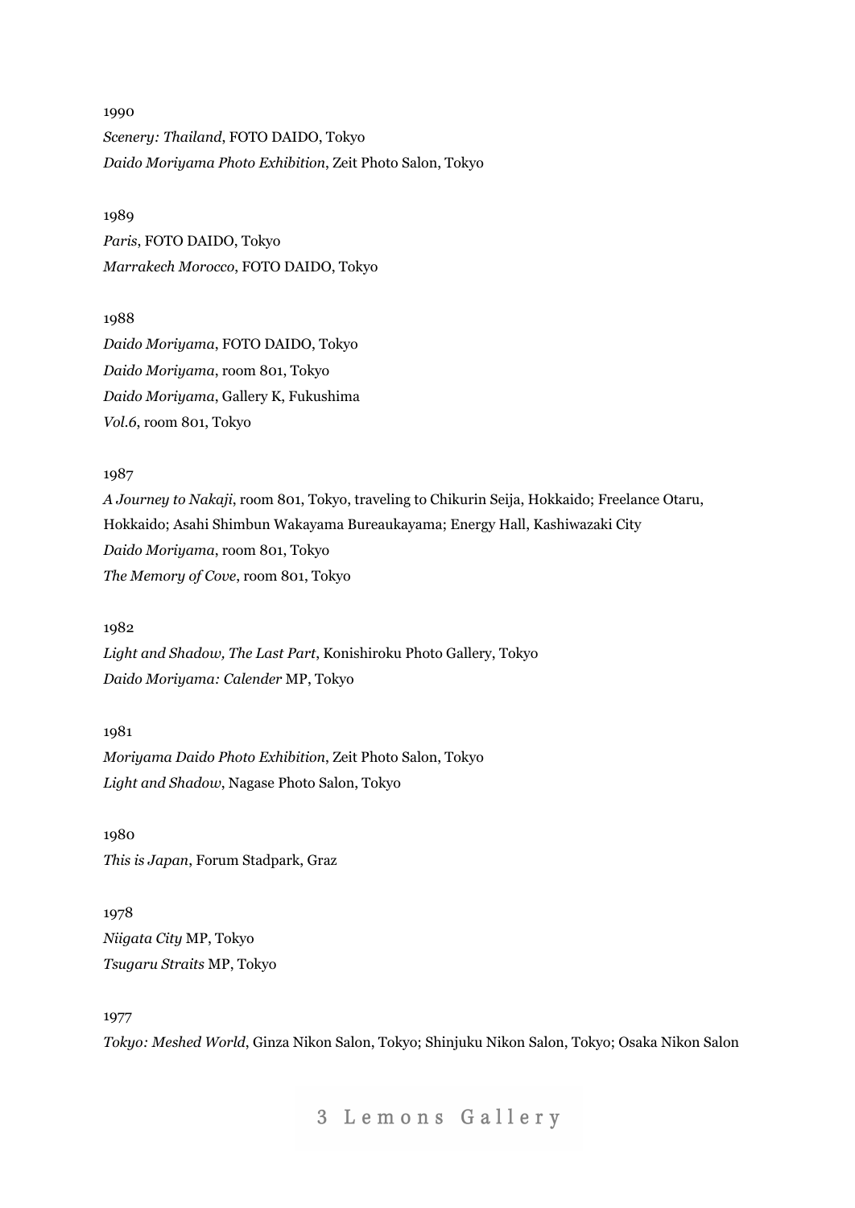1990

*Scenery: Thailand*, FOTO DAIDO, Tokyo
*Daido Moriyama Photo Exhibition*, Zeit Photo Salon, Tokyo

1989

*Paris*, FOTO DAIDO, Tokyo
*Marrakech Morocco*, FOTO DAIDO, Tokyo

1988

*Daido Moriyama*, FOTO DAIDO, Tokyo
*Daido Moriyama*, room 801, Tokyo
*Daido Moriyama*, Gallery K, Fukushima
*Vol.6*, room 801, Tokyo

1987

*A Journey to Nakaji*, room 801, Tokyo, traveling to Chikurin Seija, Hokkaido; Freelance Otaru, Hokkaido; Asahi Shimbun Wakayama Bureaukayama; Energy Hall, Kashiwazaki City
*Daido Moriyama*, room 801, Tokyo
*The Memory of Cove*, room 801, Tokyo

1982

*Light and Shadow, The Last Part*, Konishiroku Photo Gallery, Tokyo
*Daido Moriyama: Calender* MP, Tokyo

1981

*Moriyama Daido Photo Exhibition*, Zeit Photo Salon, Tokyo
*Light and Shadow*, Nagase Photo Salon, Tokyo

1980

*This is Japan*, Forum Stadpark, Graz

1978

*Niigata City* MP, Tokyo
*Tsugaru Straits* MP, Tokyo

1977

*Tokyo: Meshed World*, Ginza Nikon Salon, Tokyo; Shinjuku Nikon Salon, Tokyo; Osaka Nikon Salon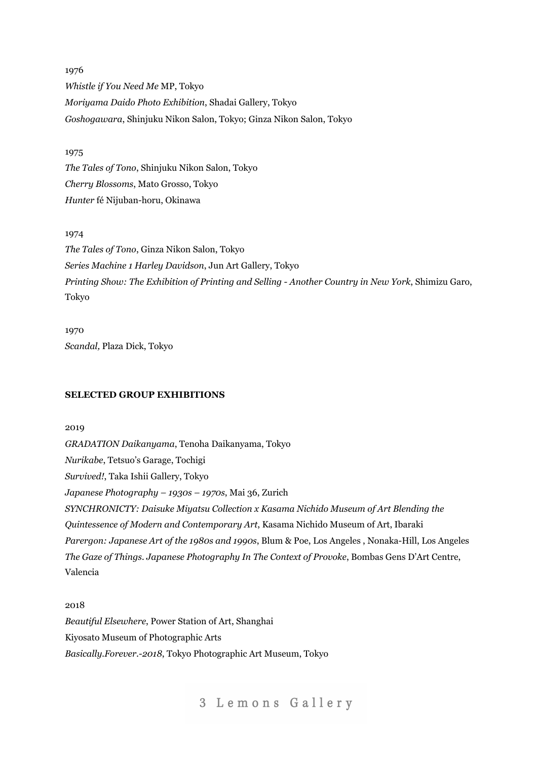1976

*Whistle if You Need Me* MP, Tokyo

*Moriyama Daido Photo Exhibition*, Shadai Gallery, Tokyo

*Goshogawara*, Shinjuku Nikon Salon, Tokyo; Ginza Nikon Salon, Tokyo

1975

*The Tales of Tono*, Shinjuku Nikon Salon, Tokyo

*Cherry Blossoms*, Mato Grosso, Tokyo

*Hunter* fé Nijuban-horu, Okinawa

1974

*The Tales of Tono*, Ginza Nikon Salon, Tokyo

*Series Machine 1 Harley Davidson*, Jun Art Gallery, Tokyo

*Printing Show: The Exhibition of Printing and Selling - Another Country in New York*, Shimizu Garo, Tokyo

1970

*Scandal,* Plaza Dick, Tokyo

**SELECTED GROUP EXHIBITIONS**

2019

*GRADATION Daikanyama*, Tenoha Daikanyama, Tokyo

*Nurikabe*, Tetsuo's Garage, Tochigi

*Survived!*, Taka Ishii Gallery, Tokyo

*Japanese Photography – 1930s – 1970s*, Mai 36, Zurich

*SYNCHRONICTY: Daisuke Miyatsu Collection x Kasama Nichido Museum of Art Blending the Quintessence of Modern and Contemporary Art*, Kasama Nichido Museum of Art, Ibaraki

*Parergon: Japanese Art of the 1980s and 1990s*, Blum & Poe, Los Angeles , Nonaka-Hill, Los Angeles

*The Gaze of Things. Japanese Photography In The Context of Provoke*, Bombas Gens D'Art Centre, Valencia

2018

*Beautiful Elsewhere*, Power Station of Art, Shanghai

Kiyosato Museum of Photographic Arts

*Basically.Forever.-2018*, Tokyo Photographic Art Museum, Tokyo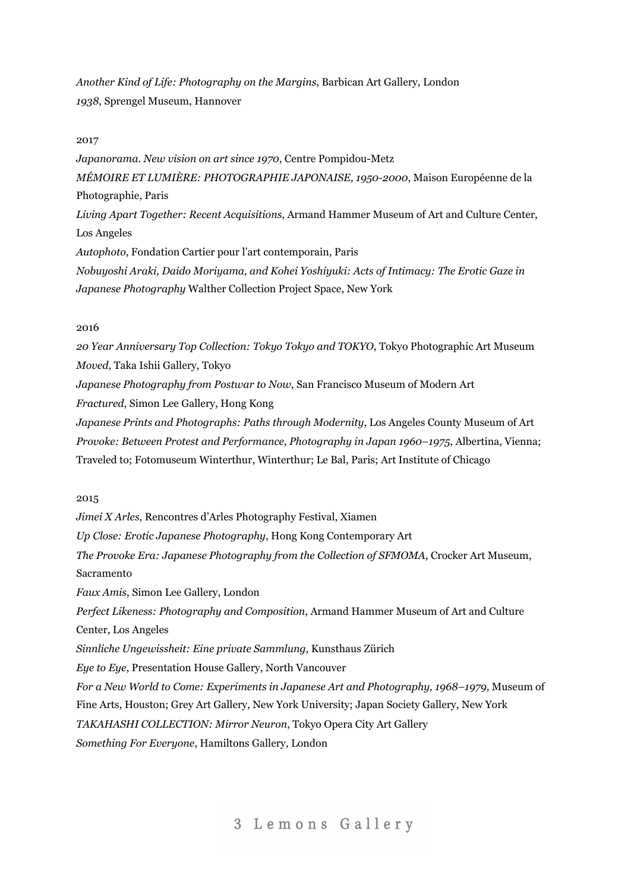*Another Kind of Life: Photography on the Margins*, Barbican Art Gallery, London
*1938*, Sprengel Museum, Hannover

2017

*Japanorama. New vision on art since 1970*, Centre Pompidou-Metz
*MÉMOIRE ET LUMIÈRE: PHOTOGRAPHIE JAPONAISE, 1950-2000*, Maison Européenne de la Photographie, Paris
*Living Apart Together: Recent Acquisitions*, Armand Hammer Museum of Art and Culture Center, Los Angeles
*Autophoto*, Fondation Cartier pour l'art contemporain, Paris
*Nobuyoshi Araki, Daido Moriyama, and Kohei Yoshiyuki: Acts of Intimacy: The Erotic Gaze in Japanese Photography* Walther Collection Project Space, New York

2016

*20 Year Anniversary Top Collection: Tokyo Tokyo and TOKYO*, Tokyo Photographic Art Museum
*Moved*, Taka Ishii Gallery, Tokyo
*Japanese Photography from Postwar to Now*, San Francisco Museum of Modern Art
*Fractured*, Simon Lee Gallery, Hong Kong
*Japanese Prints and Photographs: Paths through Modernity*, Los Angeles County Museum of Art
*Provoke: Between Protest and Performance, Photography in Japan 1960–1975*, Albertina, Vienna; Traveled to; Fotomuseum Winterthur, Winterthur; Le Bal, Paris; Art Institute of Chicago

2015

*Jimei X Arles*, Rencontres d'Arles Photography Festival, Xiamen
*Up Close: Erotic Japanese Photography*, Hong Kong Contemporary Art
*The Provoke Era: Japanese Photography from the Collection of SFMOMA*, Crocker Art Museum, Sacramento
*Faux Amis*, Simon Lee Gallery, London
*Perfect Likeness: Photography and Composition*, Armand Hammer Museum of Art and Culture Center, Los Angeles
*Sinnliche Ungewissheit: Eine private Sammlung*, Kunsthaus Zürich
*Eye to Eye*, Presentation House Gallery, North Vancouver
*For a New World to Come: Experiments in Japanese Art and Photography, 1968–1979*, Museum of Fine Arts, Houston; Grey Art Gallery, New York University; Japan Society Gallery, New York
*TAKAHASHI COLLECTION: Mirror Neuron*, Tokyo Opera City Art Gallery
*Something For Everyone*, Hamiltons Gallery, London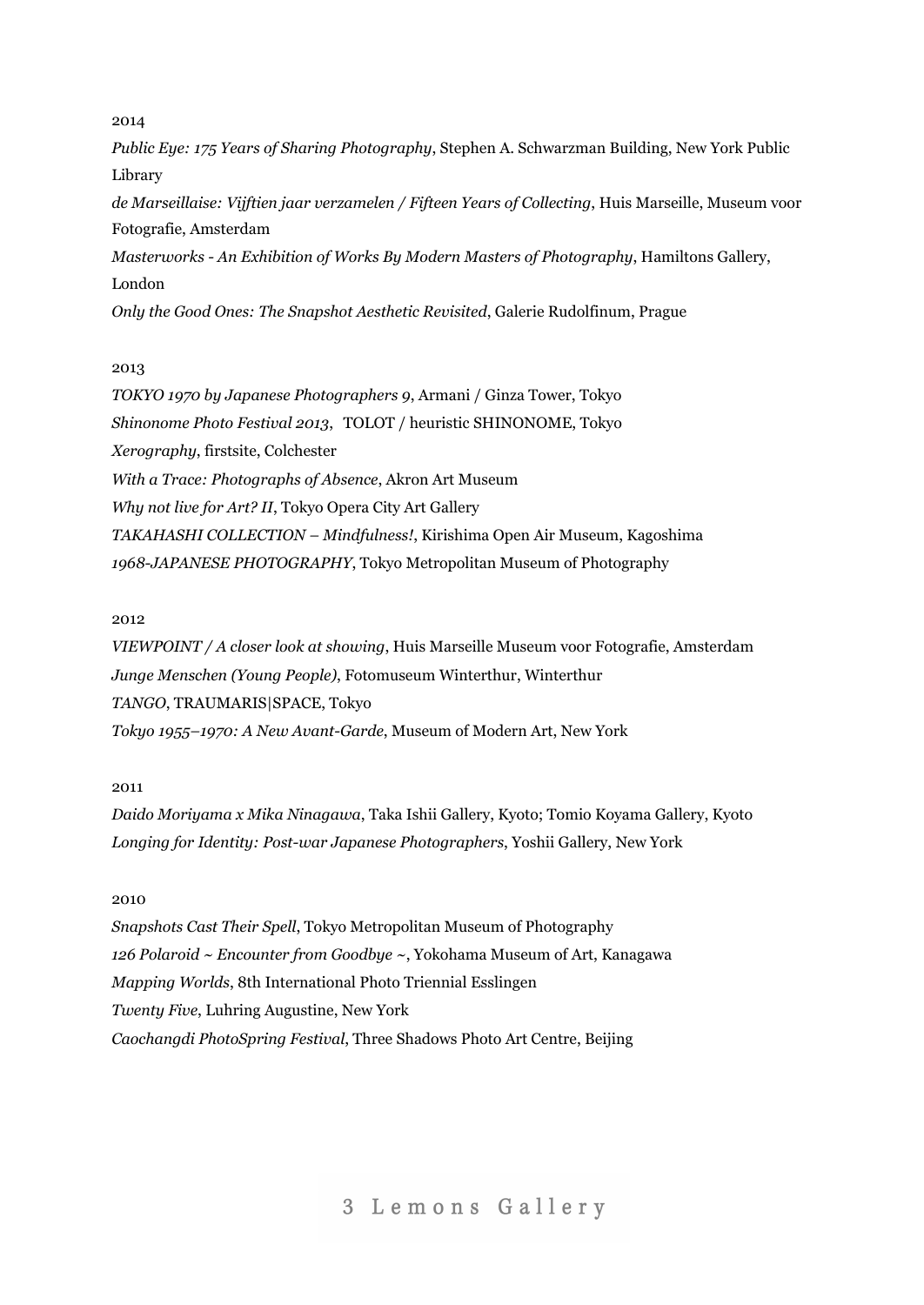2014

*Public Eye: 175 Years of Sharing Photography*, Stephen A. Schwarzman Building, New York Public Library

*de Marseillaise: Vijftien jaar verzamelen / Fifteen Years of Collecting*, Huis Marseille, Museum voor Fotografie, Amsterdam

*Masterworks - An Exhibition of Works By Modern Masters of Photography*, Hamiltons Gallery, London

*Only the Good Ones: The Snapshot Aesthetic Revisited*, Galerie Rudolfinum, Prague

2013

*TOKYO 1970 by Japanese Photographers 9*, Armani / Ginza Tower, Tokyo

*Shinonome Photo Festival 2013*, TOLOT / heuristic SHINONOME, Tokyo

*Xerography*, firstsite, Colchester

*With a Trace: Photographs of Absence*, Akron Art Museum

*Why not live for Art? II*, Tokyo Opera City Art Gallery

*TAKAHASHI COLLECTION – Mindfulness!*, Kirishima Open Air Museum, Kagoshima

*1968-JAPANESE PHOTOGRAPHY*, Tokyo Metropolitan Museum of Photography

2012

*VIEWPOINT / A closer look at showing*, Huis Marseille Museum voor Fotografie, Amsterdam

*Junge Menschen (Young People)*, Fotomuseum Winterthur, Winterthur

*TANGO*, TRAUMARIS|SPACE, Tokyo

*Tokyo 1955–1970: A New Avant-Garde*, Museum of Modern Art, New York

2011

*Daido Moriyama x Mika Ninagawa*, Taka Ishii Gallery, Kyoto; Tomio Koyama Gallery, Kyoto

*Longing for Identity: Post-war Japanese Photographers*, Yoshii Gallery, New York

2010

*Snapshots Cast Their Spell*, Tokyo Metropolitan Museum of Photography

*126 Polaroid ~ Encounter from Goodbye ~*, Yokohama Museum of Art, Kanagawa

*Mapping Worlds*, 8th International Photo Triennial Esslingen

*Twenty Five*, Luhring Augustine, New York

*Caochangdi PhotoSpring Festival*, Three Shadows Photo Art Centre, Beijing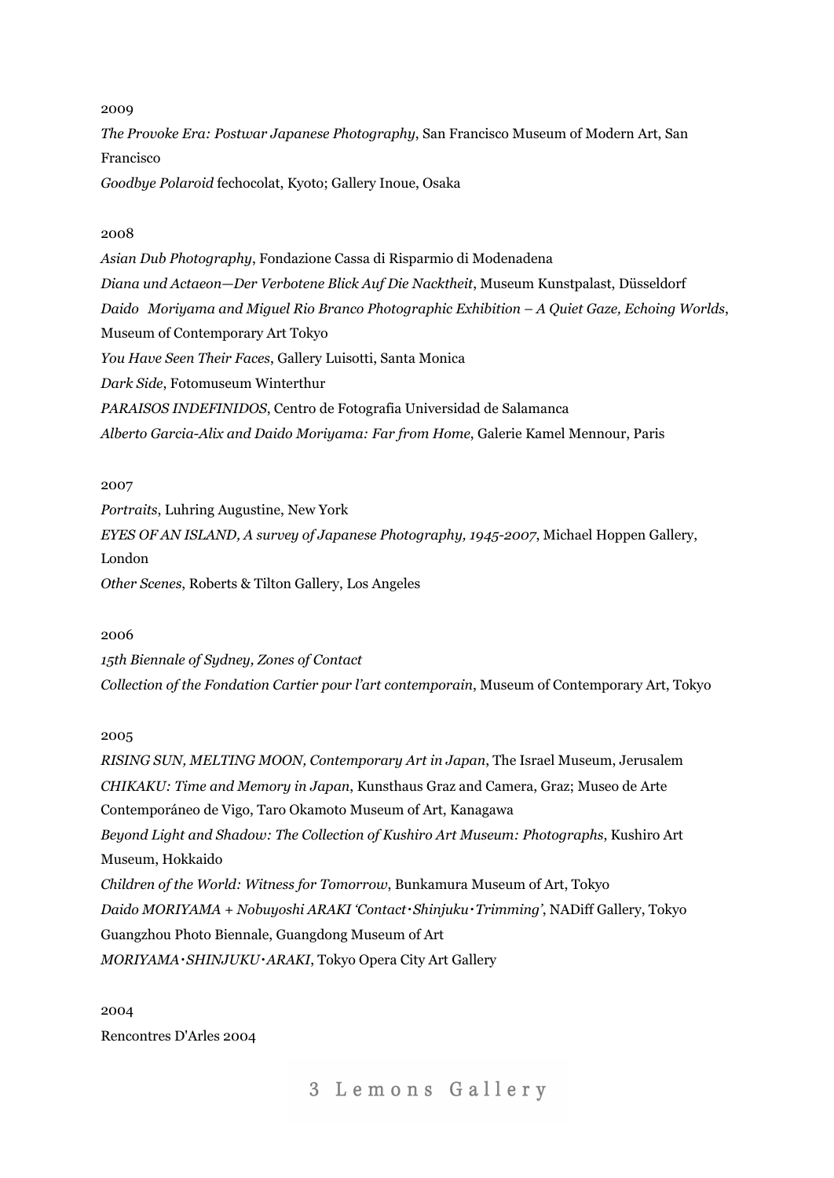2009

*The Provoke Era: Postwar Japanese Photography*, San Francisco Museum of Modern Art, San Francisco

*Goodbye Polaroid* fechocolat, Kyoto; Gallery Inoue, Osaka

2008

*Asian Dub Photography*, Fondazione Cassa di Risparmio di Modenadena

*Diana und Actaeon—Der Verbotene Blick Auf Die Nacktheit*, Museum Kunstpalast, Düsseldorf

*Daido Moriyama and Miguel Rio Branco Photographic Exhibition – A Quiet Gaze, Echoing Worlds*, Museum of Contemporary Art Tokyo

*You Have Seen Their Faces*, Gallery Luisotti, Santa Monica

*Dark Side*, Fotomuseum Winterthur

*PARAISOS INDEFINIDOS*, Centro de Fotografia Universidad de Salamanca

*Alberto Garcia-Alix and Daido Moriyama: Far from Home*, Galerie Kamel Mennour, Paris

2007

*Portraits*, Luhring Augustine, New York

*EYES OF AN ISLAND, A survey of Japanese Photography, 1945-2007*, Michael Hoppen Gallery, London

*Other Scenes*, Roberts & Tilton Gallery, Los Angeles

2006

*15th Biennale of Sydney, Zones of Contact*

*Collection of the Fondation Cartier pour l'art contemporain*, Museum of Contemporary Art, Tokyo

2005

*RISING SUN, MELTING MOON, Contemporary Art in Japan*, The Israel Museum, Jerusalem

*CHIKAKU: Time and Memory in Japan*, Kunsthaus Graz and Camera, Graz; Museo de Arte Contemporáneo de Vigo, Taro Okamoto Museum of Art, Kanagawa

*Beyond Light and Shadow: The Collection of Kushiro Art Museum: Photographs*, Kushiro Art Museum, Hokkaido

*Children of the World: Witness for Tomorrow*, Bunkamura Museum of Art, Tokyo

*Daido MORIYAMA + Nobuyoshi ARAKI 'Contact･Shinjuku･Trimming'*, NADiff Gallery, Tokyo

Guangzhou Photo Biennale, Guangdong Museum of Art

*MORIYAMA･SHINJUKU･ARAKI*, Tokyo Opera City Art Gallery

2004

Rencontres D'Arles 2004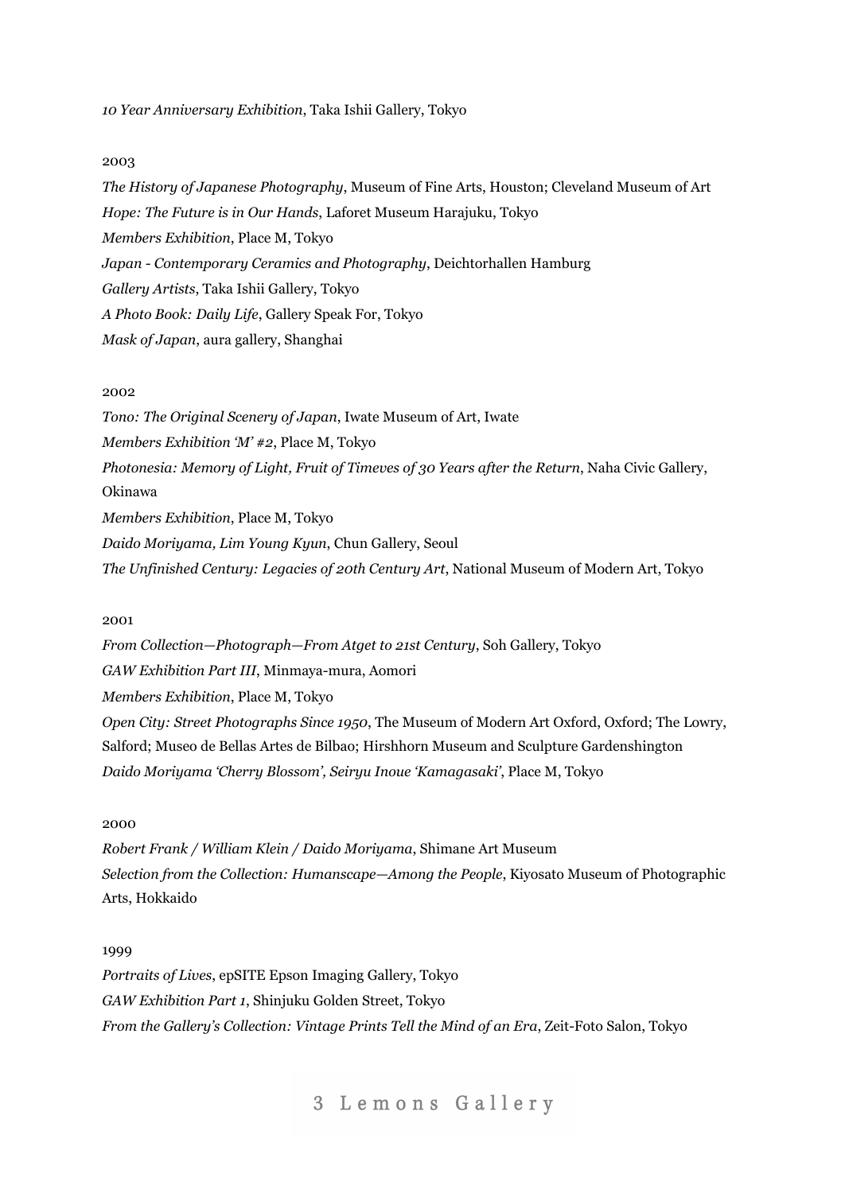*10 Year Anniversary Exhibition*, Taka Ishii Gallery, Tokyo

2003

*The History of Japanese Photography*, Museum of Fine Arts, Houston; Cleveland Museum of Art

*Hope: The Future is in Our Hands*, Laforet Museum Harajuku, Tokyo

*Members Exhibition*, Place M, Tokyo

*Japan - Contemporary Ceramics and Photography*, Deichtorhallen Hamburg

*Gallery Artists*, Taka Ishii Gallery, Tokyo

*A Photo Book: Daily Life*, Gallery Speak For, Tokyo

*Mask of Japan*, aura gallery, Shanghai

2002

*Tono: The Original Scenery of Japan*, Iwate Museum of Art, Iwate

*Members Exhibition 'M' #2*, Place M, Tokyo

*Photonesia: Memory of Light, Fruit of Timeves of 30 Years after the Return*, Naha Civic Gallery, Okinawa

*Members Exhibition*, Place M, Tokyo

*Daido Moriyama, Lim Young Kyun*, Chun Gallery, Seoul

*The Unfinished Century: Legacies of 20th Century Art*, National Museum of Modern Art, Tokyo

2001

*From Collection—Photograph—From Atget to 21st Century*, Soh Gallery, Tokyo

*GAW Exhibition Part III*, Minmaya-mura, Aomori

*Members Exhibition*, Place M, Tokyo

*Open City: Street Photographs Since 1950*, The Museum of Modern Art Oxford, Oxford; The Lowry, Salford; Museo de Bellas Artes de Bilbao; Hirshhorn Museum and Sculpture Gardenshington

*Daido Moriyama 'Cherry Blossom', Seiryu Inoue 'Kamagasaki'*, Place M, Tokyo

2000

*Robert Frank / William Klein / Daido Moriyama*, Shimane Art Museum

*Selection from the Collection: Humanscape—Among the People*, Kiyosato Museum of Photographic Arts, Hokkaido

1999

*Portraits of Lives*, epSITE Epson Imaging Gallery, Tokyo

*GAW Exhibition Part 1*, Shinjuku Golden Street, Tokyo

*From the Gallery's Collection: Vintage Prints Tell the Mind of an Era*, Zeit-Foto Salon, Tokyo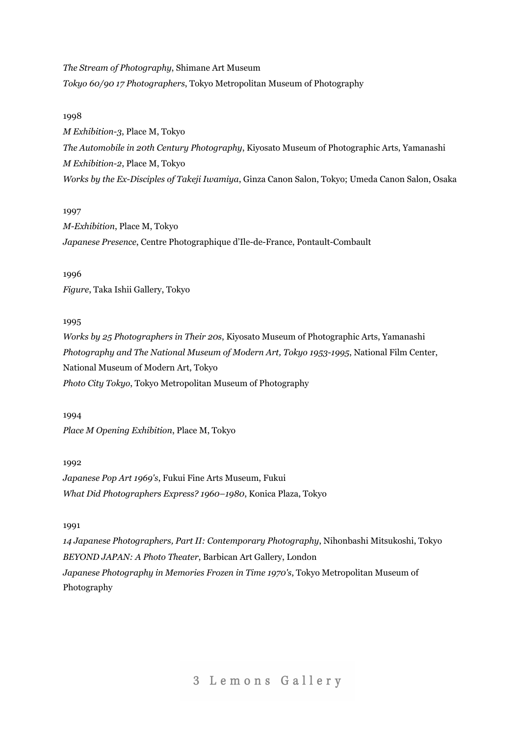*The Stream of Photography*, Shimane Art Museum
*Tokyo 60/90 17 Photographers*, Tokyo Metropolitan Museum of Photography

1998
*M Exhibition-3*, Place M, Tokyo
*The Automobile in 20th Century Photography*, Kiyosato Museum of Photographic Arts, Yamanashi
*M Exhibition-2*, Place M, Tokyo
*Works by the Ex-Disciples of Takeji Iwamiya*, Ginza Canon Salon, Tokyo; Umeda Canon Salon, Osaka

1997
*M-Exhibition*, Place M, Tokyo
*Japanese Presence*, Centre Photographique d'Ile-de-France, Pontault-Combault

1996
*Figure*, Taka Ishii Gallery, Tokyo

1995
*Works by 25 Photographers in Their 20s*, Kiyosato Museum of Photographic Arts, Yamanashi
*Photography and The National Museum of Modern Art, Tokyo 1953-1995*, National Film Center, National Museum of Modern Art, Tokyo
*Photo City Tokyo*, Tokyo Metropolitan Museum of Photography

1994
*Place M Opening Exhibition*, Place M, Tokyo

1992
*Japanese Pop Art 1969's*, Fukui Fine Arts Museum, Fukui
*What Did Photographers Express? 1960–1980*, Konica Plaza, Tokyo

1991
*14 Japanese Photographers, Part II: Contemporary Photography*, Nihonbashi Mitsukoshi, Tokyo
*BEYOND JAPAN: A Photo Theater*, Barbican Art Gallery, London
*Japanese Photography in Memories Frozen in Time 1970's*, Tokyo Metropolitan Museum of Photography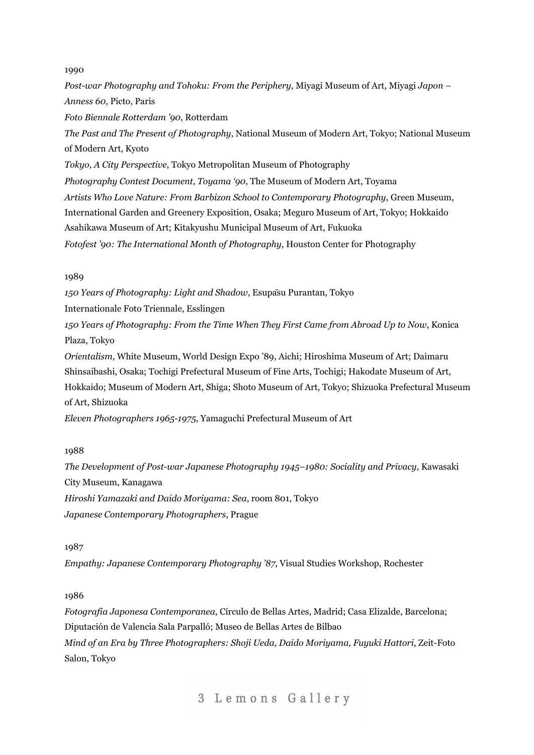1990

*Post-war Photography and Tohoku: From the Periphery*, Miyagi Museum of Art, Miyagi *Japon – Anness 60*, Picto, Paris

*Foto Biennale Rotterdam '90*, Rotterdam

*The Past and The Present of Photography*, National Museum of Modern Art, Tokyo; National Museum of Modern Art, Kyoto

*Tokyo, A City Perspective*, Tokyo Metropolitan Museum of Photography

*Photography Contest Document, Toyama '90*, The Museum of Modern Art, Toyama

*Artists Who Love Nature: From Barbizon School to Contemporary Photography*, Green Museum, International Garden and Greenery Exposition, Osaka; Meguro Museum of Art, Tokyo; Hokkaido Asahikawa Museum of Art; Kitakyushu Municipal Museum of Art, Fukuoka

*Fotofest '90: The International Month of Photography*, Houston Center for Photography

1989

*150 Years of Photography: Light and Shadow*, Esupāsu Purantan, Tokyo

Internationale Foto Triennale, Esslingen

*150 Years of Photography: From the Time When They First Came from Abroad Up to Now*, Konica Plaza, Tokyo

*Orientalism*, White Museum, World Design Expo '89, Aichi; Hiroshima Museum of Art; Daimaru Shinsaibashi, Osaka; Tochigi Prefectural Museum of Fine Arts, Tochigi; Hakodate Museum of Art, Hokkaido; Museum of Modern Art, Shiga; Shoto Museum of Art, Tokyo; Shizuoka Prefectural Museum of Art, Shizuoka

*Eleven Photographers 1965-1975*, Yamaguchi Prefectural Museum of Art

1988

*The Development of Post-war Japanese Photography 1945–1980: Sociality and Privacy*, Kawasaki City Museum, Kanagawa

*Hiroshi Yamazaki and Daido Moriyama: Sea*, room 801, Tokyo

*Japanese Contemporary Photographers*, Prague

1987

*Empathy: Japanese Contemporary Photography '87*, Visual Studies Workshop, Rochester

1986

*Fotografia Japonesa Contemporanea*, Círculo de Bellas Artes, Madrid; Casa Elizalde, Barcelona; Diputación de Valencia Sala Parpalló; Museo de Bellas Artes de Bilbao

*Mind of an Era by Three Photographers: Shoji Ueda, Daido Moriyama, Fuyuki Hattori*, Zeit-Foto Salon, Tokyo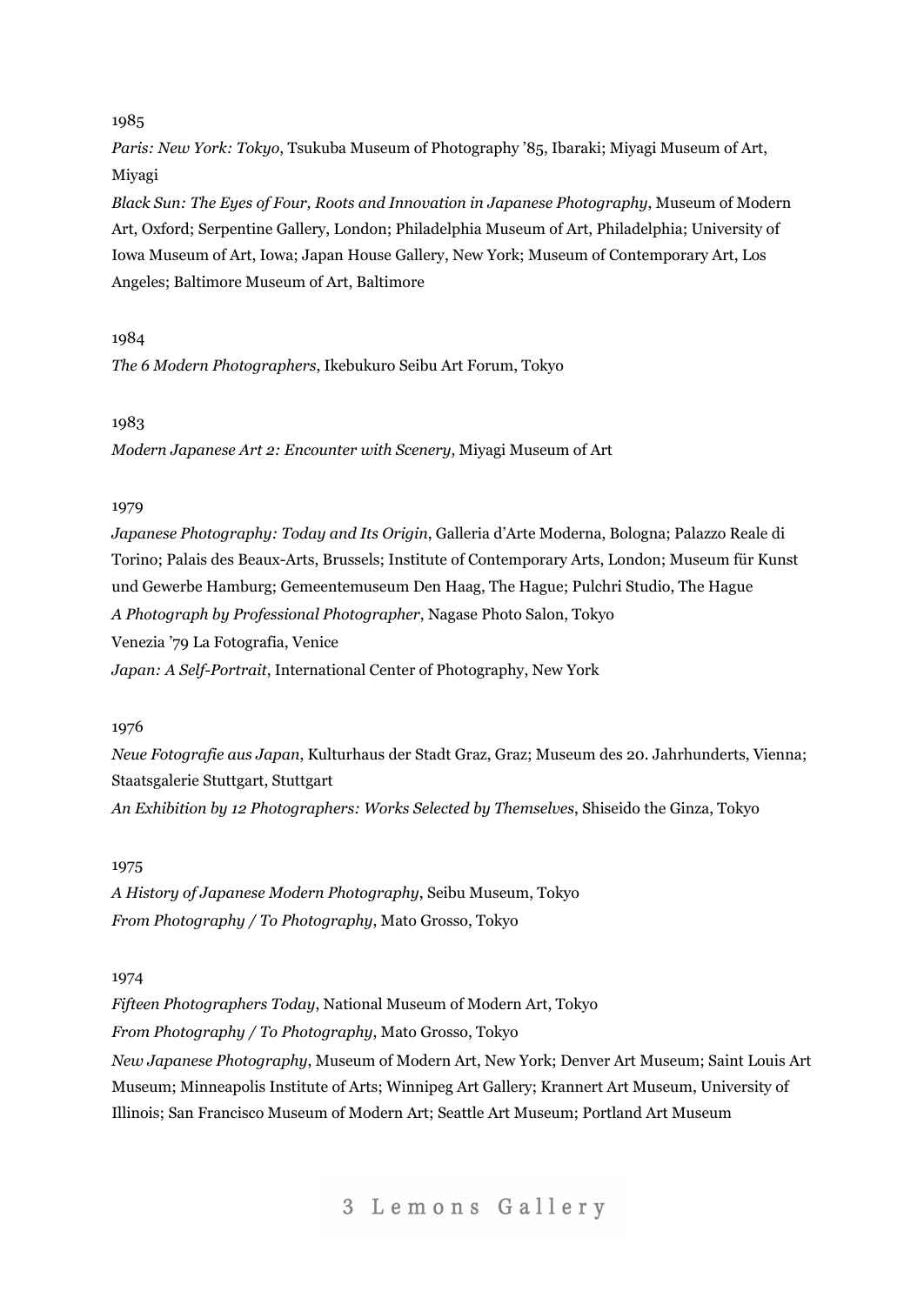1985

*Paris: New York: Tokyo*, Tsukuba Museum of Photography '85, Ibaraki; Miyagi Museum of Art, Miyagi

*Black Sun: The Eyes of Four, Roots and Innovation in Japanese Photography*, Museum of Modern Art, Oxford; Serpentine Gallery, London; Philadelphia Museum of Art, Philadelphia; University of Iowa Museum of Art, Iowa; Japan House Gallery, New York; Museum of Contemporary Art, Los Angeles; Baltimore Museum of Art, Baltimore

1984

*The 6 Modern Photographers*, Ikebukuro Seibu Art Forum, Tokyo

1983

*Modern Japanese Art 2: Encounter with Scenery*, Miyagi Museum of Art

1979

*Japanese Photography: Today and Its Origin*, Galleria d'Arte Moderna, Bologna; Palazzo Reale di Torino; Palais des Beaux-Arts, Brussels; Institute of Contemporary Arts, London; Museum für Kunst und Gewerbe Hamburg; Gemeentemuseum Den Haag, The Hague; Pulchri Studio, The Hague

*A Photograph by Professional Photographer*, Nagase Photo Salon, Tokyo

Venezia '79 La Fotografia, Venice

*Japan: A Self-Portrait*, International Center of Photography, New York

1976

*Neue Fotografie aus Japan*, Kulturhaus der Stadt Graz, Graz; Museum des 20. Jahrhunderts, Vienna; Staatsgalerie Stuttgart, Stuttgart

*An Exhibition by 12 Photographers: Works Selected by Themselves*, Shiseido the Ginza, Tokyo

1975

*A History of Japanese Modern Photography*, Seibu Museum, Tokyo

*From Photography / To Photography*, Mato Grosso, Tokyo

1974

*Fifteen Photographers Today*, National Museum of Modern Art, Tokyo

*From Photography / To Photography*, Mato Grosso, Tokyo

*New Japanese Photography*, Museum of Modern Art, New York; Denver Art Museum; Saint Louis Art Museum; Minneapolis Institute of Arts; Winnipeg Art Gallery; Krannert Art Museum, University of Illinois; San Francisco Museum of Modern Art; Seattle Art Museum; Portland Art Museum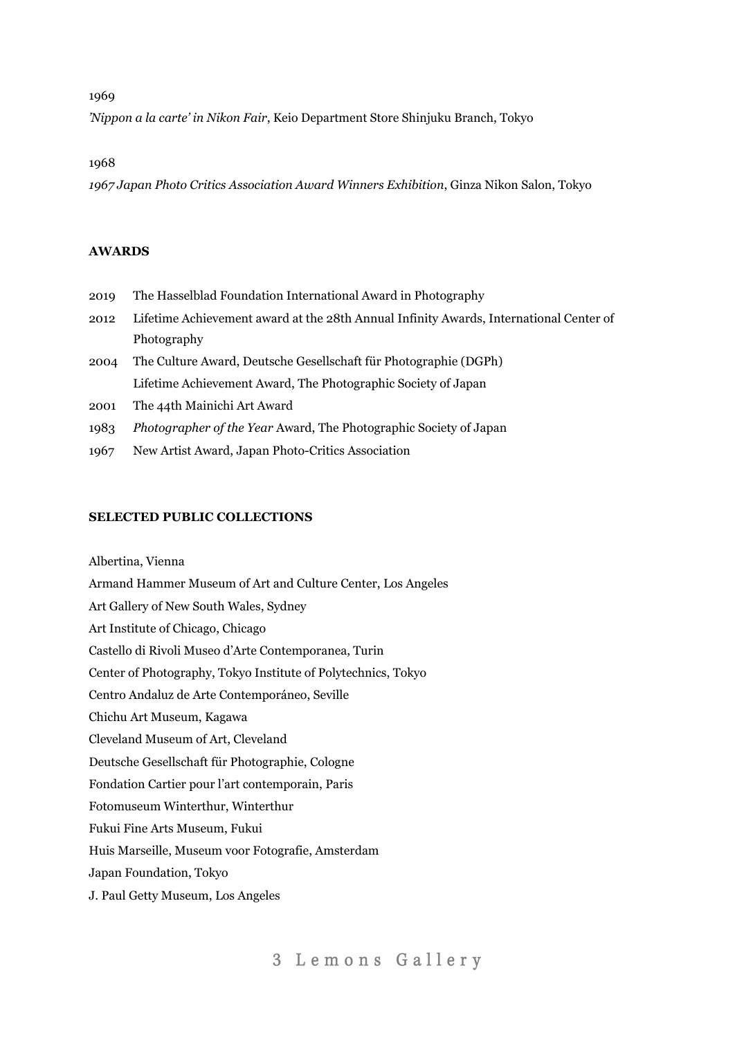1969

*'Nippon a la carte' in Nikon Fair*, Keio Department Store Shinjuku Branch, Tokyo

1968

*1967 Japan Photo Critics Association Award Winners Exhibition*, Ginza Nikon Salon, Tokyo

**AWARDS**

| | |
|---|---|
| 2019 | The Hasselblad Foundation International Award in Photography |
| 2012 | Lifetime Achievement award at the 28th Annual Infinity Awards, International Center of Photography |
| 2004 | The Culture Award, Deutsche Gesellschaft für Photographie (DGPh) |
| | Lifetime Achievement Award, The Photographic Society of Japan |
| 2001 | The 44th Mainichi Art Award |
| 1983 | *Photographer of the Year* Award, The Photographic Society of Japan |
| 1967 | New Artist Award, Japan Photo-Critics Association |

**SELECTED PUBLIC COLLECTIONS**

Albertina, Vienna

Armand Hammer Museum of Art and Culture Center, Los Angeles

Art Gallery of New South Wales, Sydney

Art Institute of Chicago, Chicago

Castello di Rivoli Museo d'Arte Contemporanea, Turin

Center of Photography, Tokyo Institute of Polytechnics, Tokyo

Centro Andaluz de Arte Contemporáneo, Seville

Chichu Art Museum, Kagawa

Cleveland Museum of Art, Cleveland

Deutsche Gesellschaft für Photographie, Cologne

Fondation Cartier pour l'art contemporain, Paris

Fotomuseum Winterthur, Winterthur

Fukui Fine Arts Museum, Fukui

Huis Marseille, Museum voor Fotografie, Amsterdam

Japan Foundation, Tokyo

J. Paul Getty Museum, Los Angeles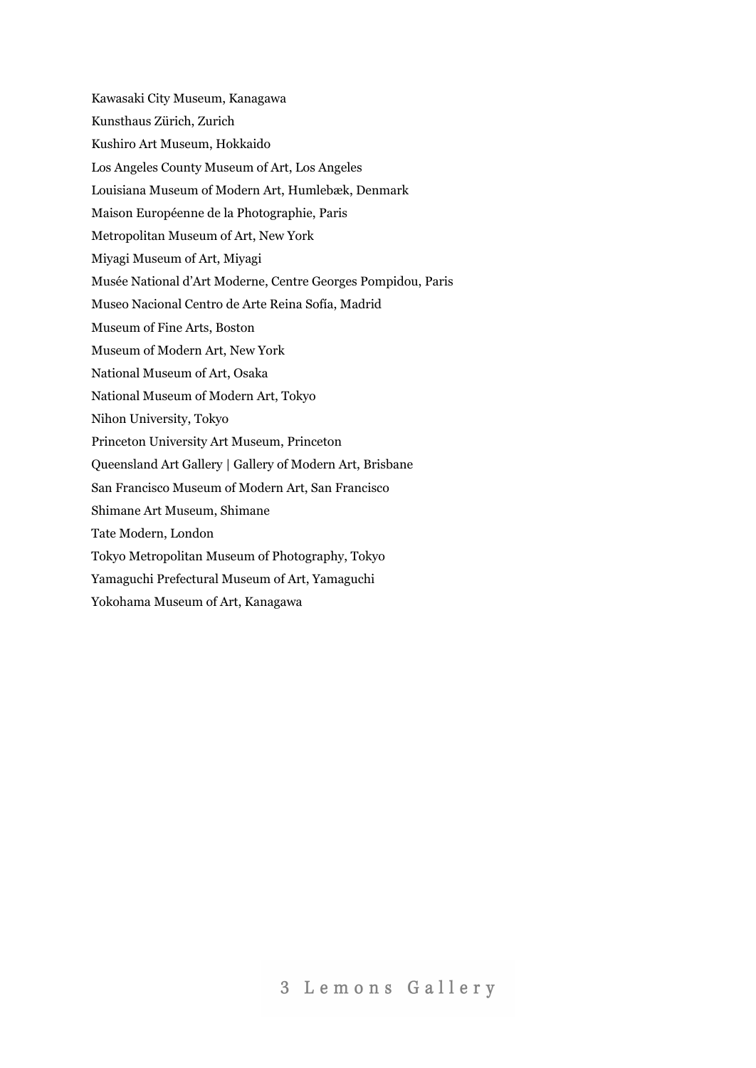Kawasaki City Museum, Kanagawa

Kunsthaus Zürich, Zurich

Kushiro Art Museum, Hokkaido

Los Angeles County Museum of Art, Los Angeles

Louisiana Museum of Modern Art, Humlebæk, Denmark

Maison Européenne de la Photographie, Paris

Metropolitan Museum of Art, New York

Miyagi Museum of Art, Miyagi

Musée National d'Art Moderne, Centre Georges Pompidou, Paris

Museo Nacional Centro de Arte Reina Sofía, Madrid

Museum of Fine Arts, Boston

Museum of Modern Art, New York

National Museum of Art, Osaka

National Museum of Modern Art, Tokyo

Nihon University, Tokyo

Princeton University Art Museum, Princeton

Queensland Art Gallery | Gallery of Modern Art, Brisbane

San Francisco Museum of Modern Art, San Francisco

Shimane Art Museum, Shimane

Tate Modern, London

Tokyo Metropolitan Museum of Photography, Tokyo

Yamaguchi Prefectural Museum of Art, Yamaguchi

Yokohama Museum of Art, Kanagawa